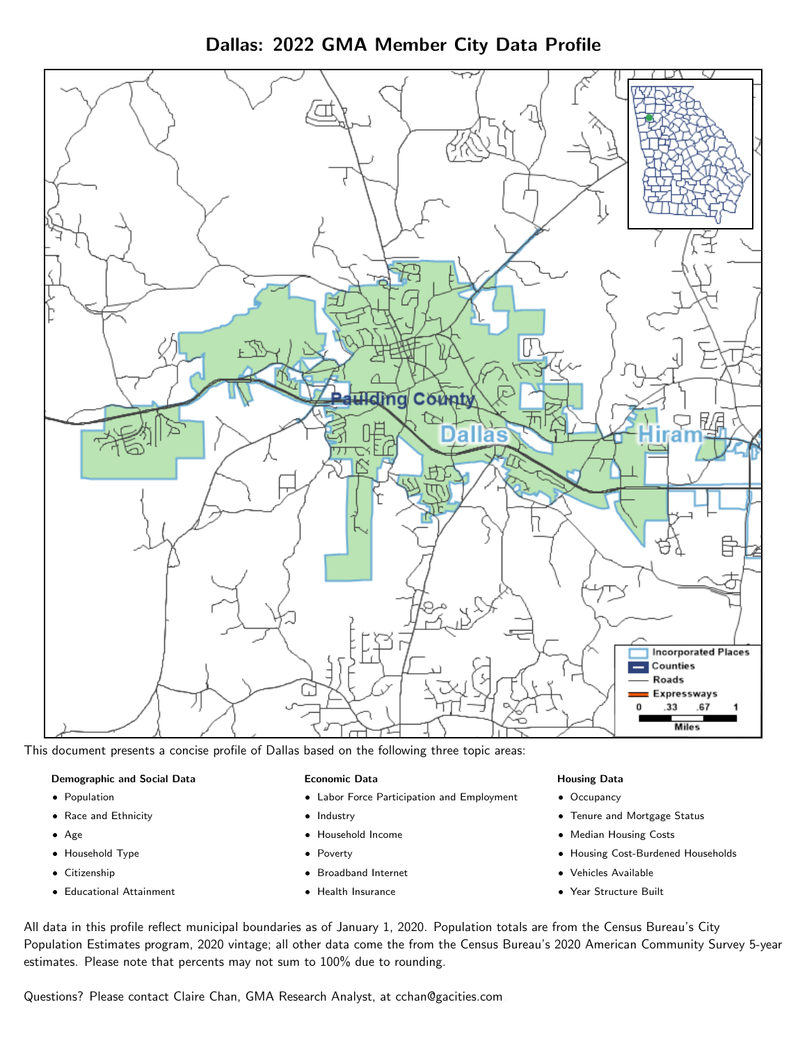# Dallas: 2022 GMA Member City Data Profile

This document presents a concise profile of Dallas based on the following three topic areas:

**Demographic and Social Data**

- Population
- Race and Ethnicity
- Age
- Household Type
- Citizenship
- Educational Attainment

**Economic Data**

- Labor Force Participation and Employment
- Industry
- Household Income
- Poverty
- Broadband Internet
- Health Insurance

**Housing Data**

- Occupancy
- Tenure and Mortgage Status
- Median Housing Costs
- Housing Cost-Burdened Households
- Vehicles Available
- Year Structure Built

All data in this profile reflect municipal boundaries as of January 1, 2020. Population totals are from the Census Bureau's City Population Estimates program, 2020 vintage; all other data come the from the Census Bureau's 2020 American Community Survey 5-year estimates. Please note that percents may not sum to 100% due to rounding.

Questions? Please contact Claire Chan, GMA Research Analyst, at cchan@gacities.com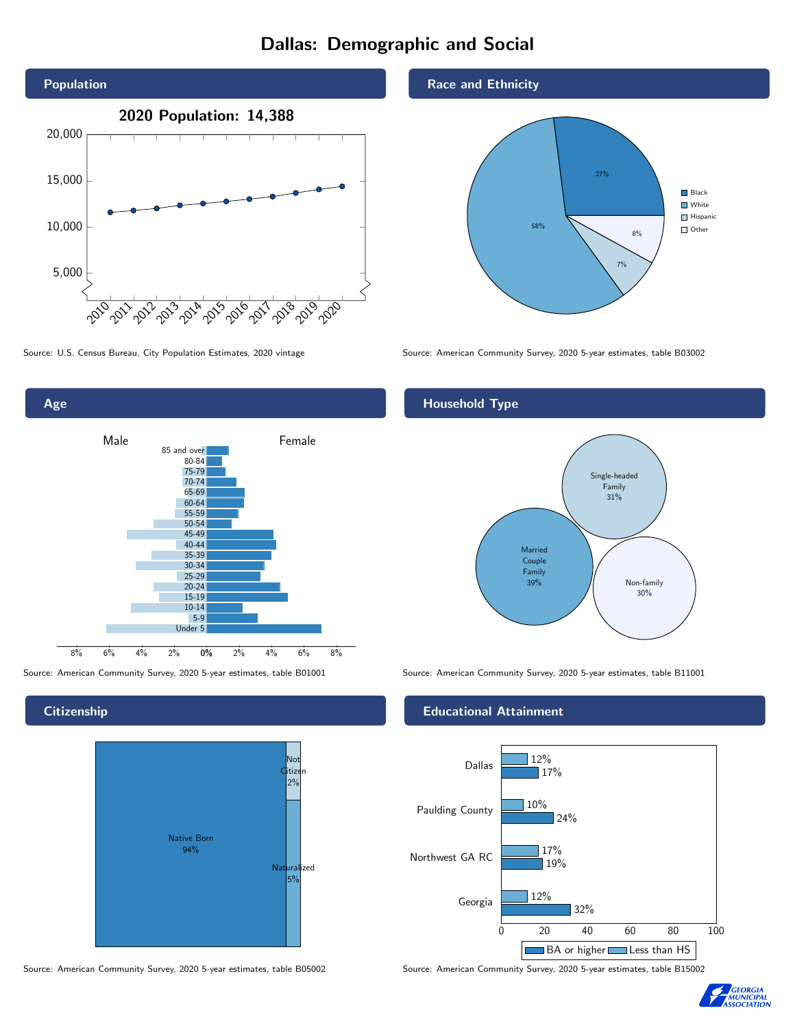# Dallas: Demographic and Social

## Population

2020 Population: 14,388

Source: U.S. Census Bureau, City Population Estimates, 2020 vintage

## Race and Ethnicity

| Race/Ethnicity | Percent |
|---|---|
| Black | 27% |
| White | 58% |
| Hispanic | 7% |
| Other | 8% |

Source: American Community Survey, 2020 5-year estimates, table B03002

## Age

Male / Female

Age groups: 85 and over, 80-84, 75-79, 70-74, 65-69, 60-64, 55-59, 50-54, 45-49, 40-44, 35-39, 30-34, 25-29, 20-24, 15-19, 10-14, 5-9, Under 5

Source: American Community Survey, 2020 5-year estimates, table B01001

## Household Type

| Household Type | Percent |
|---|---|
| Single-headed Family | 31% |
| Married Couple Family | 39% |
| Non-family | 30% |

Source: American Community Survey, 2020 5-year estimates, table B11001

## Citizenship

| Citizenship | Percent |
|---|---|
| Native Born | 94% |
| Not Citizen | 2% |
| Naturalized | 5% |

Source: American Community Survey, 2020 5-year estimates, table B05002

## Educational Attainment

| Area | Less than HS | BA or higher |
|---|---|---|
| Dallas | 12% | 17% |
| Paulding County | 10% | 24% |
| Northwest GA RC | 17% | 19% |
| Georgia | 12% | 32% |

Source: American Community Survey, 2020 5-year estimates, table B15002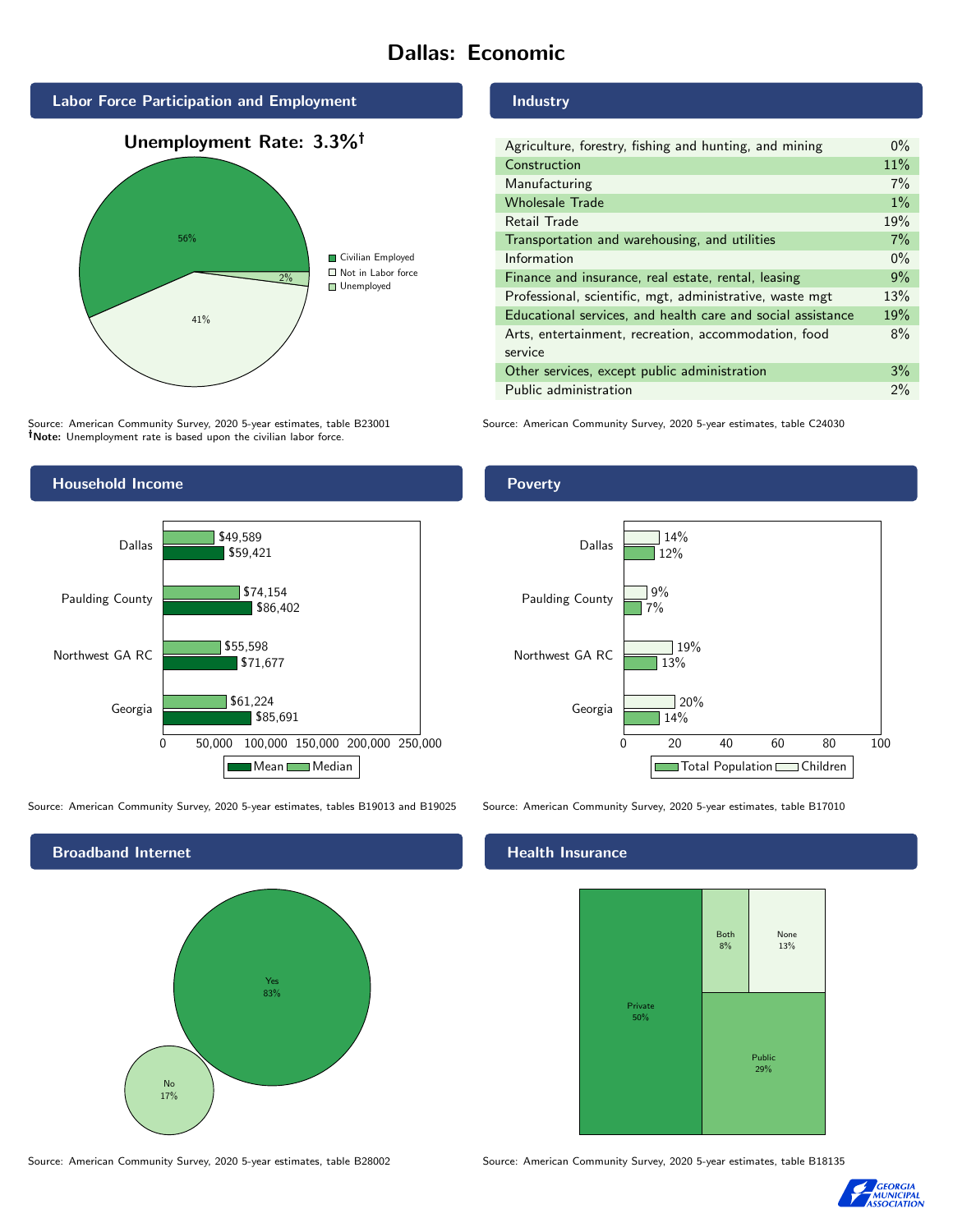# Dallas: Economic

## Labor Force Participation and Employment

**Unemployment Rate: 3.3%†**

| Category | Percent |
|---|---|
| Civilian Employed | 56% |
| Not in Labor force | 41% |
| Unemployed | 2% |

Source: American Community Survey, 2020 5-year estimates, table B23001
**†Note:** Unemployment rate is based upon the civilian labor force.

## Industry

| Industry | Percent |
|---|---|
| Agriculture, forestry, fishing and hunting, and mining | 0% |
| Construction | 11% |
| Manufacturing | 7% |
| Wholesale Trade | 1% |
| Retail Trade | 19% |
| Transportation and warehousing, and utilities | 7% |
| Information | 0% |
| Finance and insurance, real estate, rental, leasing | 9% |
| Professional, scientific, mgt, administrative, waste mgt | 13% |
| Educational services, and health care and social assistance | 19% |
| Arts, entertainment, recreation, accommodation, food service | 8% |
| Other services, except public administration | 3% |
| Public administration | 2% |

Source: American Community Survey, 2020 5-year estimates, table C24030

## Household Income

| Area | Median | Mean |
|---|---|---|
| Dallas | $49,589 | $59,421 |
| Paulding County | $74,154 | $86,402 |
| Northwest GA RC | $55,598 | $71,677 |
| Georgia | $61,224 | $85,691 |

Source: American Community Survey, 2020 5-year estimates, tables B19013 and B19025

## Poverty

| Area | Children | Total Population |
|---|---|---|
| Dallas | 14% | 12% |
| Paulding County | 9% | 7% |
| Northwest GA RC | 19% | 13% |
| Georgia | 20% | 14% |

Source: American Community Survey, 2020 5-year estimates, table B17010

## Broadband Internet

| Response | Percent |
|---|---|
| Yes | 83% |
| No | 17% |

Source: American Community Survey, 2020 5-year estimates, table B28002

## Health Insurance

| Type | Percent |
|---|---|
| Private | 50% |
| Public | 29% |
| Both | 8% |
| None | 13% |

Source: American Community Survey, 2020 5-year estimates, table B18135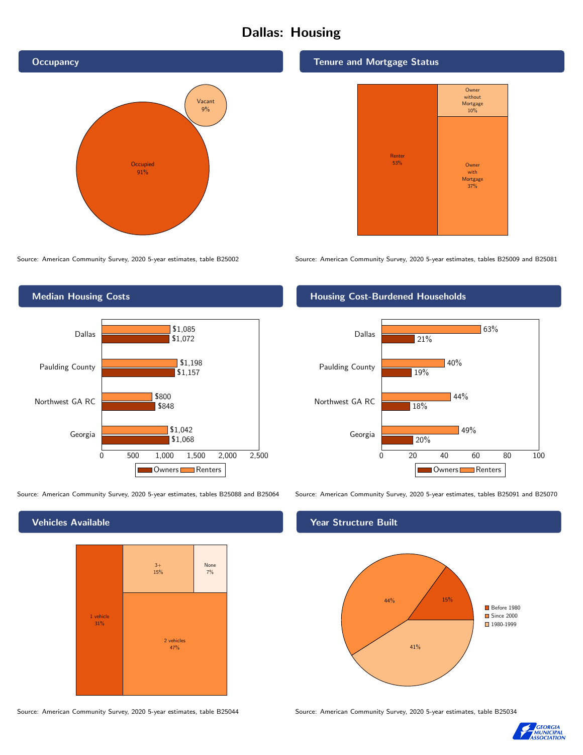# Dallas: Housing

## Occupancy

Vacant
9%

Occupied
91%

Source: American Community Survey, 2020 5-year estimates, table B25002

## Tenure and Mortgage Status

Owner without Mortgage
10%

Renter
53%

Owner with Mortgage
37%

Source: American Community Survey, 2020 5-year estimates, tables B25009 and B25081

## Median Housing Costs

Dallas
$1,085
$1,072

Paulding County
$1,198
$1,157

Northwest GA RC
$800
$848

Georgia
$1,042
$1,068

0 500 1,000 1,500 2,000 2,500

Owners Renters

Source: American Community Survey, 2020 5-year estimates, tables B25088 and B25064

## Housing Cost-Burdened Households

Dallas
63%
21%

Paulding County
40%
19%

Northwest GA RC
44%
18%

Georgia
49%
20%

0 20 40 60 80 100

Owners Renters

Source: American Community Survey, 2020 5-year estimates, tables B25091 and B25070

## Vehicles Available

1 vehicle
31%

3+
15%

None
7%

2 vehicles
47%

Source: American Community Survey, 2020 5-year estimates, table B25044

## Year Structure Built

44%

15%

41%

Before 1980
Since 2000
1980-1999

Source: American Community Survey, 2020 5-year estimates, table B25034